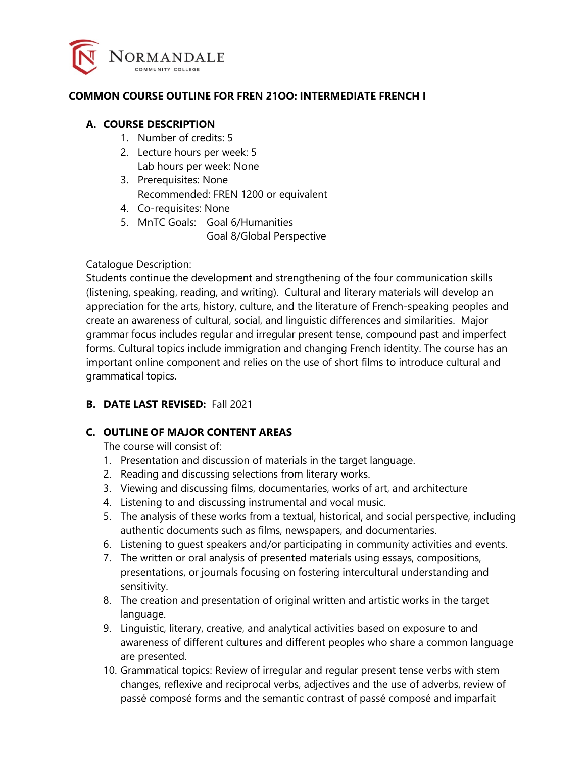# COMMON COURSE OUTLINE FOR FREN 21OO: INTERMEDIATE FRENCH I

## A. COURSE DESCRIPTION

1. Number of credits: 5
2. Lecture hours per week: 5
   Lab hours per week: None
3. Prerequisites: None
   Recommended: FREN 1200 or equivalent
4. Co-requisites: None
5. MnTC Goals: Goal 6/Humanities
   Goal 8/Global Perspective

Catalogue Description:
Students continue the development and strengthening of the four communication skills (listening, speaking, reading, and writing). Cultural and literary materials will develop an appreciation for the arts, history, culture, and the literature of French-speaking peoples and create an awareness of cultural, social, and linguistic differences and similarities. Major grammar focus includes regular and irregular present tense, compound past and imperfect forms. Cultural topics include immigration and changing French identity. The course has an important online component and relies on the use of short films to introduce cultural and grammatical topics.

## B. DATE LAST REVISED: Fall 2021

## C. OUTLINE OF MAJOR CONTENT AREAS

The course will consist of:

1. Presentation and discussion of materials in the target language.
2. Reading and discussing selections from literary works.
3. Viewing and discussing films, documentaries, works of art, and architecture
4. Listening to and discussing instrumental and vocal music.
5. The analysis of these works from a textual, historical, and social perspective, including authentic documents such as films, newspapers, and documentaries.
6. Listening to guest speakers and/or participating in community activities and events.
7. The written or oral analysis of presented materials using essays, compositions, presentations, or journals focusing on fostering intercultural understanding and sensitivity.
8. The creation and presentation of original written and artistic works in the target language.
9. Linguistic, literary, creative, and analytical activities based on exposure to and awareness of different cultures and different peoples who share a common language are presented.
10. Grammatical topics: Review of irregular and regular present tense verbs with stem changes, reflexive and reciprocal verbs, adjectives and the use of adverbs, review of passé composé forms and the semantic contrast of passé composé and imparfait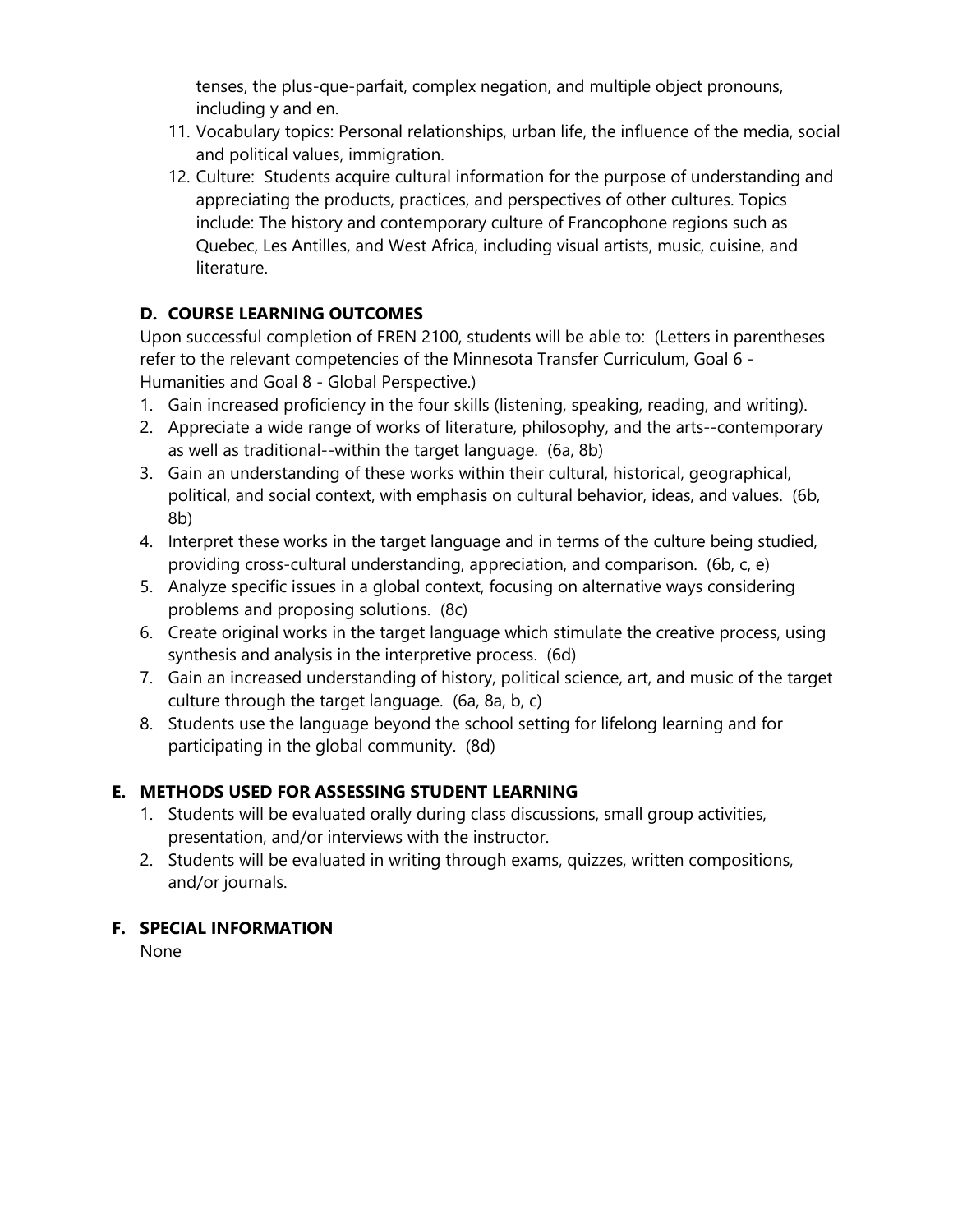tenses, the plus-que-parfait, complex negation, and multiple object pronouns, including y and en.

11. Vocabulary topics: Personal relationships, urban life, the influence of the media, social and political values, immigration.
12. Culture: Students acquire cultural information for the purpose of understanding and appreciating the products, practices, and perspectives of other cultures. Topics include: The history and contemporary culture of Francophone regions such as Quebec, Les Antilles, and West Africa, including visual artists, music, cuisine, and literature.

### D. COURSE LEARNING OUTCOMES

Upon successful completion of FREN 2100, students will be able to: (Letters in parentheses refer to the relevant competencies of the Minnesota Transfer Curriculum, Goal 6 - Humanities and Goal 8 - Global Perspective.)

1. Gain increased proficiency in the four skills (listening, speaking, reading, and writing).
2. Appreciate a wide range of works of literature, philosophy, and the arts--contemporary as well as traditional--within the target language. (6a, 8b)
3. Gain an understanding of these works within their cultural, historical, geographical, political, and social context, with emphasis on cultural behavior, ideas, and values. (6b, 8b)
4. Interpret these works in the target language and in terms of the culture being studied, providing cross-cultural understanding, appreciation, and comparison. (6b, c, e)
5. Analyze specific issues in a global context, focusing on alternative ways considering problems and proposing solutions. (8c)
6. Create original works in the target language which stimulate the creative process, using synthesis and analysis in the interpretive process. (6d)
7. Gain an increased understanding of history, political science, art, and music of the target culture through the target language. (6a, 8a, b, c)
8. Students use the language beyond the school setting for lifelong learning and for participating in the global community. (8d)

### E. METHODS USED FOR ASSESSING STUDENT LEARNING

1. Students will be evaluated orally during class discussions, small group activities, presentation, and/or interviews with the instructor.
2. Students will be evaluated in writing through exams, quizzes, written compositions, and/or journals.

### F. SPECIAL INFORMATION

None